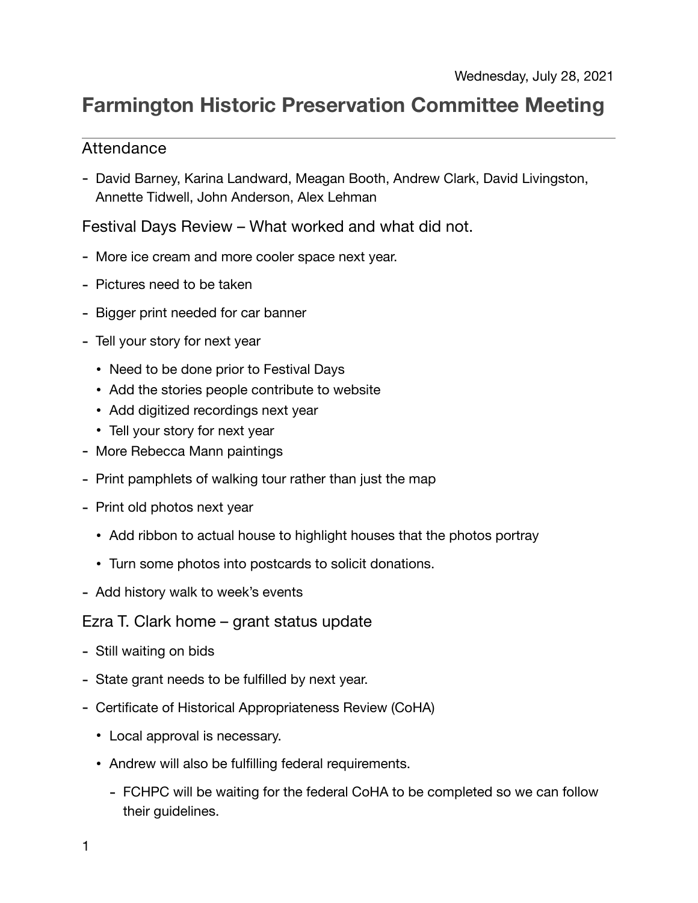Wednesday, July 28, 2021

# Farmington Historic Preservation Committee Meeting

---

## Attendance

- David Barney, Karina Landward, Meagan Booth, Andrew Clark, David Livingston, Annette Tidwell, John Anderson, Alex Lehman

## Festival Days Review – What worked and what did not.

- More ice cream and more cooler space next year.
- Pictures need to be taken
- Bigger print needed for car banner
- Tell your story for next year
  - Need to be done prior to Festival Days
  - Add the stories people contribute to website
  - Add digitized recordings next year
  - Tell your story for next year
- More Rebecca Mann paintings
- Print pamphlets of walking tour rather than just the map
- Print old photos next year
  - Add ribbon to actual house to highlight houses that the photos portray
  - Turn some photos into postcards to solicit donations.
- Add history walk to week's events

## Ezra T. Clark home – grant status update

- Still waiting on bids
- State grant needs to be fulfilled by next year.
- Certificate of Historical Appropriateness Review (CoHA)
  - Local approval is necessary.
  - Andrew will also be fulfilling federal requirements.
    - FCHPC will be waiting for the federal CoHA to be completed so we can follow their guidelines.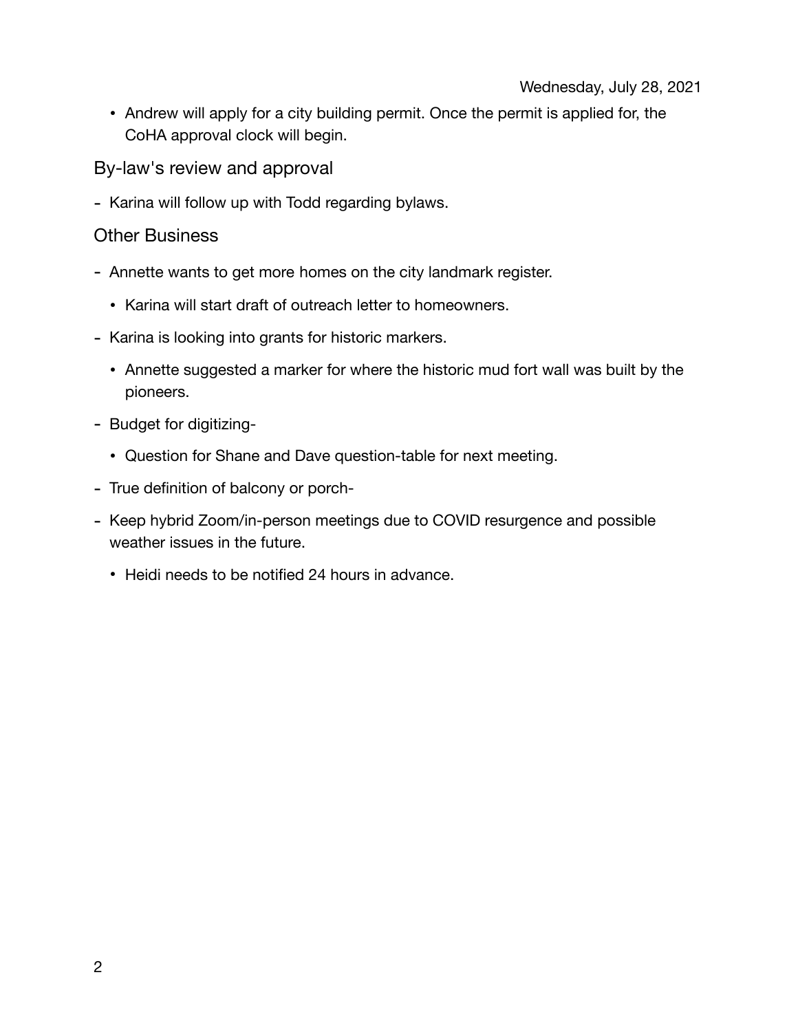- Andrew will apply for a city building permit. Once the permit is applied for, the CoHA approval clock will begin.

## By-law's review and approval

- Karina will follow up with Todd regarding bylaws.

## Other Business

- Annette wants to get more homes on the city landmark register.
  - Karina will start draft of outreach letter to homeowners.
- Karina is looking into grants for historic markers.
  - Annette suggested a marker for where the historic mud fort wall was built by the pioneers.
- Budget for digitizing-
  - Question for Shane and Dave question-table for next meeting.
- True definition of balcony or porch-
- Keep hybrid Zoom/in-person meetings due to COVID resurgence and possible weather issues in the future.
  - Heidi needs to be notified 24 hours in advance.